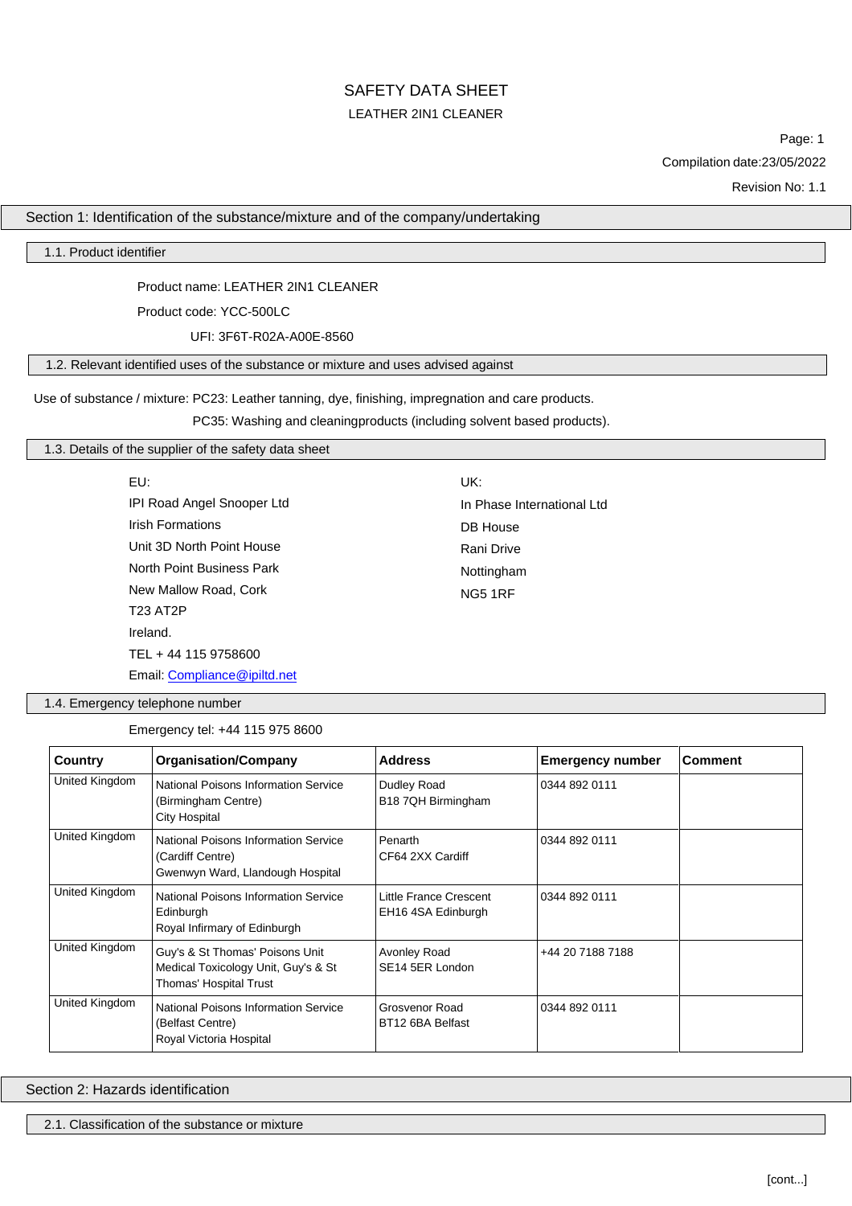# SAFETY DATA SHEET

LEATHER 2IN1 CLEANER

Compilation date:23/05/2022

Revision No: 1.1

## Section 1: Identification of the substance/mixture and of the company/undertaking

### 1.1. Product identifier

Product name: LEATHER 2IN1 CLEANER

Product code: YCC-500LC

UFI: 3F6T-R02A-A00E-8560

### 1.2. Relevant identified uses of the substance or mixture and uses advised against

Use of substance / mixture: PC23: Leather tanning, dye, finishing, impregnation and care products.

PC35: Washing and cleaningproducts (including solvent based products).

### 1.3. Details of the supplier of the safety data sheet

EU:
IPI Road Angel Snooper Ltd
Irish Formations
Unit 3D North Point House
North Point Business Park
New Mallow Road, Cork
T23 AT2P
Ireland.
TEL + 44 115 9758600
Email: Compliance@ipiltd.net

UK:
In Phase International Ltd
DB House
Rani Drive
Nottingham
NG5 1RF

### 1.4. Emergency telephone number

Emergency tel: +44 115 975 8600

| Country | Organisation/Company | Address | Emergency number | Comment |
|---|---|---|---|---|
| United Kingdom | National Poisons Information Service (Birmingham Centre) City Hospital | Dudley Road B18 7QH Birmingham | 0344 892 0111 | |
| United Kingdom | National Poisons Information Service (Cardiff Centre) Gwenwyn Ward, Llandough Hospital | Penarth CF64 2XX Cardiff | 0344 892 0111 | |
| United Kingdom | National Poisons Information Service Edinburgh Royal Infirmary of Edinburgh | Little France Crescent EH16 4SA Edinburgh | 0344 892 0111 | |
| United Kingdom | Guy's & St Thomas' Poisons Unit Medical Toxicology Unit, Guy's & St Thomas' Hospital Trust | Avonley Road SE14 5ER London | +44 20 7188 7188 | |
| United Kingdom | National Poisons Information Service (Belfast Centre) Royal Victoria Hospital | Grosvenor Road BT12 6BA Belfast | 0344 892 0111 | |

## Section 2: Hazards identification

### 2.1. Classification of the substance or mixture

[cont...]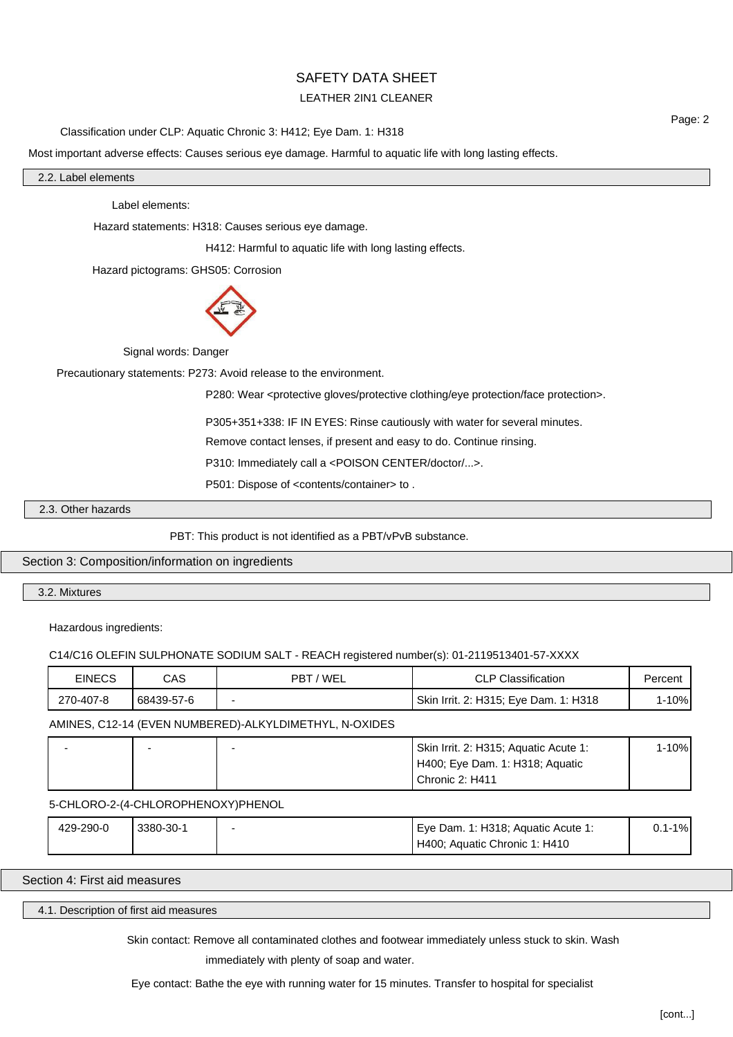Classification under CLP: Aquatic Chronic 3: H412; Eye Dam. 1: H318

Most important adverse effects: Causes serious eye damage. Harmful to aquatic life with long lasting effects.

### 2.2. Label elements

Label elements:

Hazard statements: H318: Causes serious eye damage.

H412: Harmful to aquatic life with long lasting effects.

Hazard pictograms: GHS05: Corrosion

Signal words: Danger

Precautionary statements: P273: Avoid release to the environment.

P280: Wear <protective gloves/protective clothing/eye protection/face protection>.

P305+351+338: IF IN EYES: Rinse cautiously with water for several minutes. Remove contact lenses, if present and easy to do. Continue rinsing.

P310: Immediately call a <POISON CENTER/doctor/...>.

P501: Dispose of <contents/container> to .

### 2.3. Other hazards

PBT: This product is not identified as a PBT/vPvB substance.

## Section 3: Composition/information on ingredients

### 3.2. Mixtures

Hazardous ingredients:

C14/C16 OLEFIN SULPHONATE SODIUM SALT - REACH registered number(s): 01-2119513401-57-XXXX

| EINECS | CAS | PBT / WEL | CLP Classification | Percent |
|---|---|---|---|---|
| 270-407-8 | 68439-57-6 | - | Skin Irrit. 2: H315; Eye Dam. 1: H318 | 1-10% |

AMINES, C12-14 (EVEN NUMBERED)-ALKYLDIMETHYL, N-OXIDES

| EINECS | CAS | PBT / WEL | CLP Classification | Percent |
|---|---|---|---|---|
| - | - | - | Skin Irrit. 2: H315; Aquatic Acute 1: H400; Eye Dam. 1: H318; Aquatic Chronic 2: H411 | 1-10% |

5-CHLORO-2-(4-CHLOROPHENOXY)PHENOL

| EINECS | CAS | PBT / WEL | CLP Classification | Percent |
|---|---|---|---|---|
| 429-290-0 | 3380-30-1 | - | Eye Dam. 1: H318; Aquatic Acute 1: H400; Aquatic Chronic 1: H410 | 0.1-1% |

## Section 4: First aid measures

### 4.1. Description of first aid measures

Skin contact: Remove all contaminated clothes and footwear immediately unless stuck to skin. Wash immediately with plenty of soap and water.

Eye contact: Bathe the eye with running water for 15 minutes. Transfer to hospital for specialist

[cont...]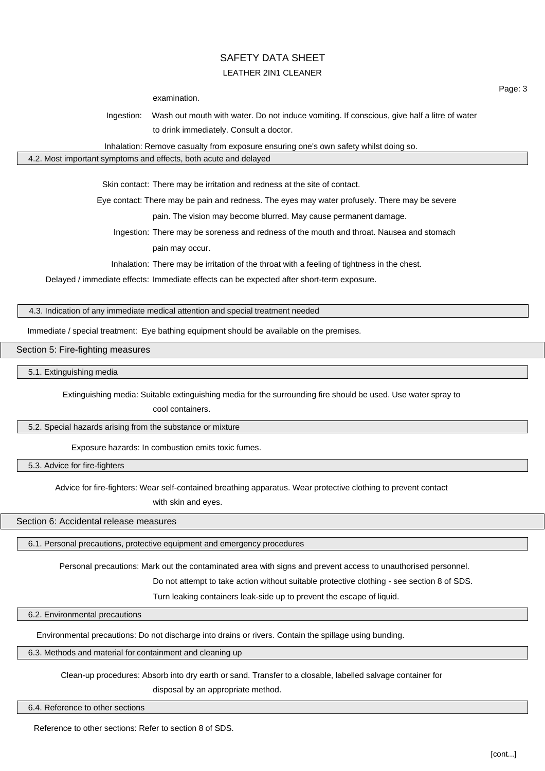examination.

**Ingestion:** Wash out mouth with water. Do not induce vomiting. If conscious, give half a litre of water to drink immediately. Consult a doctor.

**Inhalation:** Remove casualty from exposure ensuring one's own safety whilst doing so.

### 4.2. Most important symptoms and effects, both acute and delayed

**Skin contact:** There may be irritation and redness at the site of contact.

**Eye contact:** There may be pain and redness. The eyes may water profusely. There may be severe pain. The vision may become blurred. May cause permanent damage.

**Ingestion:** There may be soreness and redness of the mouth and throat. Nausea and stomach pain may occur.

**Inhalation:** There may be irritation of the throat with a feeling of tightness in the chest.

**Delayed / immediate effects:** Immediate effects can be expected after short-term exposure.

### 4.3. Indication of any immediate medical attention and special treatment needed

**Immediate / special treatment:** Eye bathing equipment should be available on the premises.

## Section 5: Fire-fighting measures

### 5.1. Extinguishing media

**Extinguishing media:** Suitable extinguishing media for the surrounding fire should be used. Use water spray to cool containers.

### 5.2. Special hazards arising from the substance or mixture

**Exposure hazards:** In combustion emits toxic fumes.

### 5.3. Advice for fire-fighters

**Advice for fire-fighters:** Wear self-contained breathing apparatus. Wear protective clothing to prevent contact with skin and eyes.

## Section 6: Accidental release measures

### 6.1. Personal precautions, protective equipment and emergency procedures

**Personal precautions:** Mark out the contaminated area with signs and prevent access to unauthorised personnel. Do not attempt to take action without suitable protective clothing - see section 8 of SDS. Turn leaking containers leak-side up to prevent the escape of liquid.

### 6.2. Environmental precautions

**Environmental precautions:** Do not discharge into drains or rivers. Contain the spillage using bunding.

### 6.3. Methods and material for containment and cleaning up

**Clean-up procedures:** Absorb into dry earth or sand. Transfer to a closable, labelled salvage container for disposal by an appropriate method.

### 6.4. Reference to other sections

**Reference to other sections:** Refer to section 8 of SDS.

[cont...]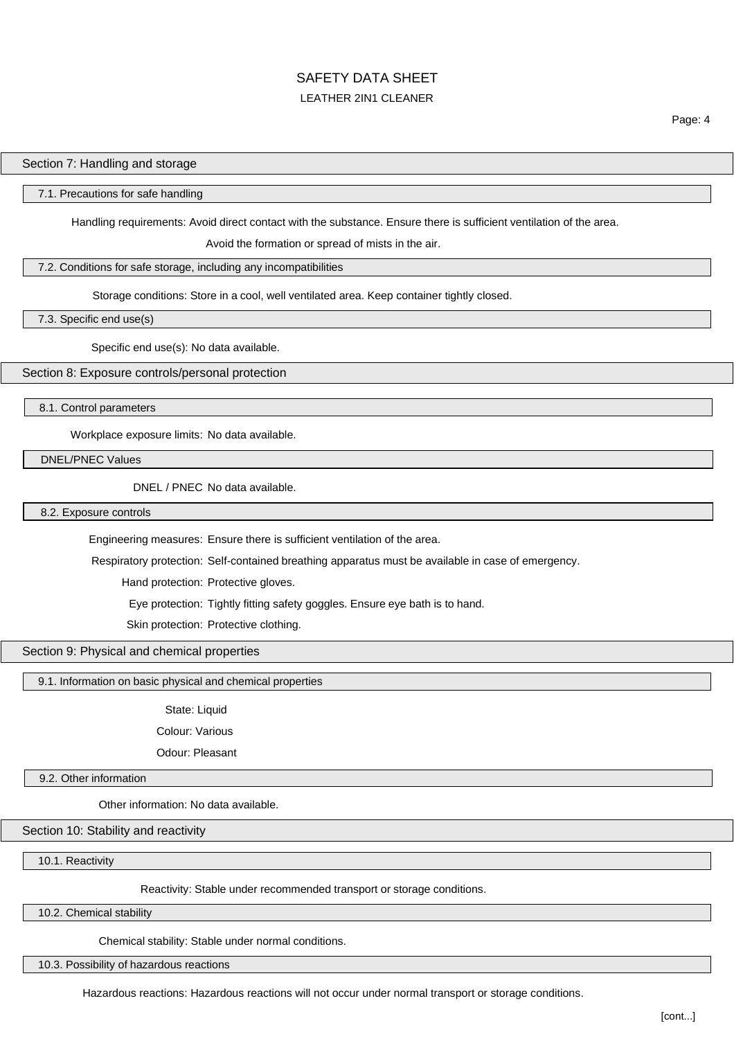## Section 7: Handling and storage

### 7.1. Precautions for safe handling

Handling requirements: Avoid direct contact with the substance. Ensure there is sufficient ventilation of the area. Avoid the formation or spread of mists in the air.

### 7.2. Conditions for safe storage, including any incompatibilities

Storage conditions: Store in a cool, well ventilated area. Keep container tightly closed.

### 7.3. Specific end use(s)

Specific end use(s): No data available.

## Section 8: Exposure controls/personal protection

### 8.1. Control parameters

Workplace exposure limits: No data available.

### DNEL/PNEC Values

DNEL / PNEC No data available.

### 8.2. Exposure controls

Engineering measures: Ensure there is sufficient ventilation of the area.

Respiratory protection: Self-contained breathing apparatus must be available in case of emergency.

Hand protection: Protective gloves.

Eye protection: Tightly fitting safety goggles. Ensure eye bath is to hand.

Skin protection: Protective clothing.

## Section 9: Physical and chemical properties

### 9.1. Information on basic physical and chemical properties

State: Liquid

Colour: Various

Odour: Pleasant

### 9.2. Other information

Other information: No data available.

## Section 10: Stability and reactivity

### 10.1. Reactivity

Reactivity: Stable under recommended transport or storage conditions.

### 10.2. Chemical stability

Chemical stability: Stable under normal conditions.

### 10.3. Possibility of hazardous reactions

Hazardous reactions: Hazardous reactions will not occur under normal transport or storage conditions.

[cont...]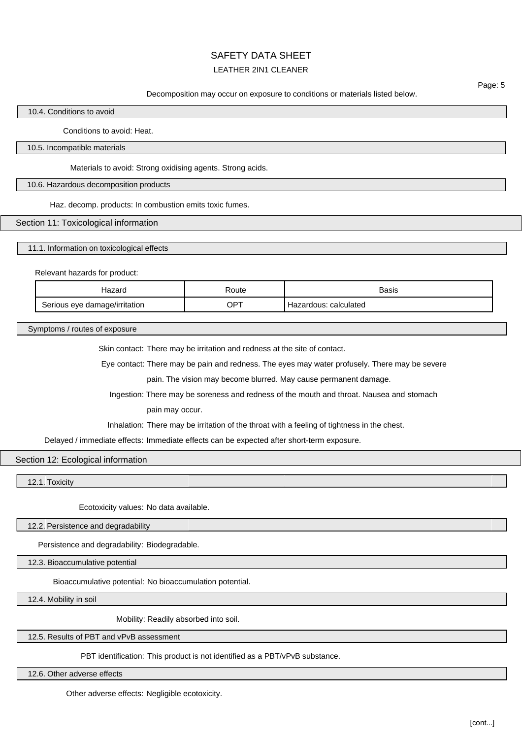Decomposition may occur on exposure to conditions or materials listed below.

### 10.4. Conditions to avoid

Conditions to avoid: Heat.

### 10.5. Incompatible materials

Materials to avoid: Strong oxidising agents. Strong acids.

### 10.6. Hazardous decomposition products

Haz. decomp. products: In combustion emits toxic fumes.

## Section 11: Toxicological information

### 11.1. Information on toxicological effects

Relevant hazards for product:

| Hazard | Route | Basis |
|---|---|---|
| Serious eye damage/irritation | OPT | Hazardous: calculated |

### Symptoms / routes of exposure

Skin contact: There may be irritation and redness at the site of contact.

Eye contact: There may be pain and redness. The eyes may water profusely. There may be severe pain. The vision may become blurred. May cause permanent damage.

Ingestion: There may be soreness and redness of the mouth and throat. Nausea and stomach pain may occur.

Inhalation: There may be irritation of the throat with a feeling of tightness in the chest.

Delayed / immediate effects: Immediate effects can be expected after short-term exposure.

## Section 12: Ecological information

### 12.1. Toxicity

Ecotoxicity values: No data available.

### 12.2. Persistence and degradability

Persistence and degradability: Biodegradable.

### 12.3. Bioaccumulative potential

Bioaccumulative potential: No bioaccumulation potential.

### 12.4. Mobility in soil

Mobility: Readily absorbed into soil.

### 12.5. Results of PBT and vPvB assessment

PBT identification: This product is not identified as a PBT/vPvB substance.

### 12.6. Other adverse effects

Other adverse effects: Negligible ecotoxicity.

[cont...]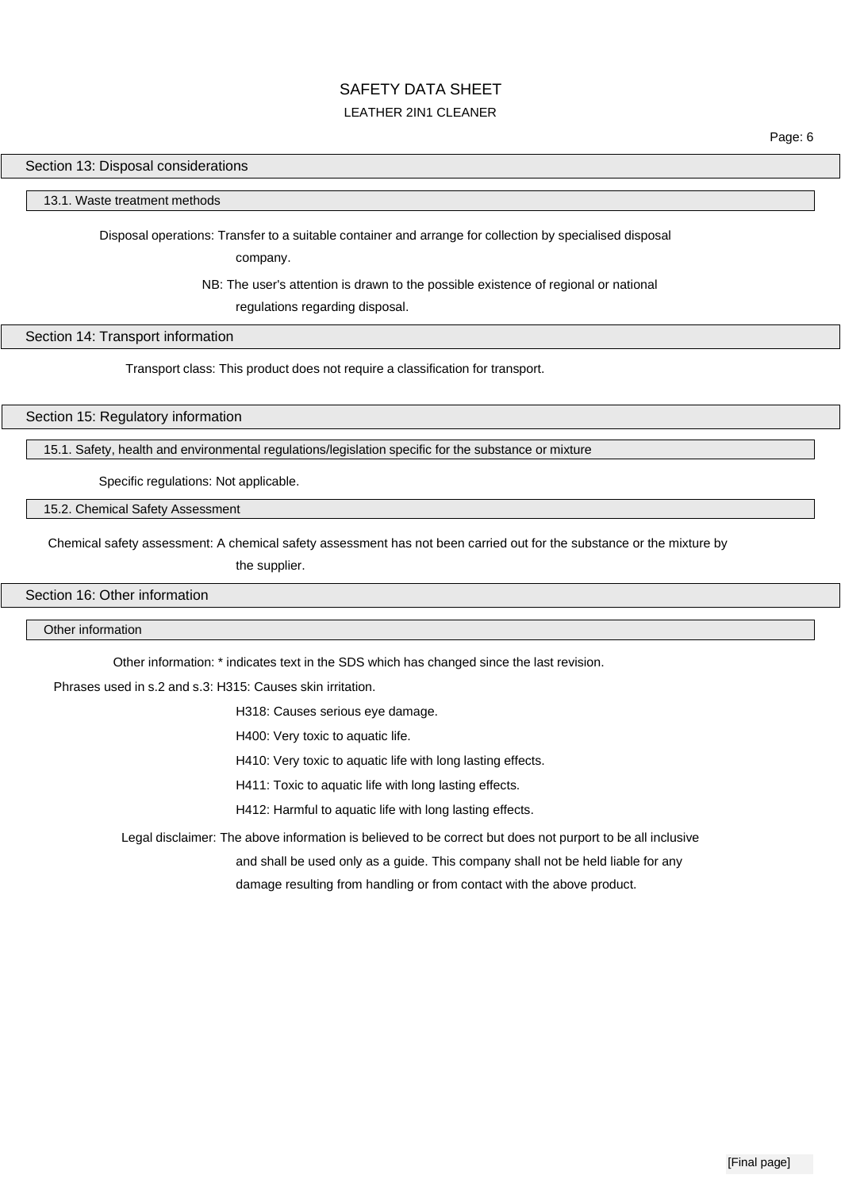## Section 13: Disposal considerations

### 13.1. Waste treatment methods

Disposal operations: Transfer to a suitable container and arrange for collection by specialised disposal company.

NB: The user's attention is drawn to the possible existence of regional or national regulations regarding disposal.

## Section 14: Transport information

Transport class: This product does not require a classification for transport.

## Section 15: Regulatory information

### 15.1. Safety, health and environmental regulations/legislation specific for the substance or mixture

Specific regulations: Not applicable.

### 15.2. Chemical Safety Assessment

Chemical safety assessment: A chemical safety assessment has not been carried out for the substance or the mixture by the supplier.

## Section 16: Other information

### Other information

Other information: * indicates text in the SDS which has changed since the last revision.

Phrases used in s.2 and s.3: H315: Causes skin irritation.

H318: Causes serious eye damage.

H400: Very toxic to aquatic life.

H410: Very toxic to aquatic life with long lasting effects.

H411: Toxic to aquatic life with long lasting effects.

H412: Harmful to aquatic life with long lasting effects.

Legal disclaimer: The above information is believed to be correct but does not purport to be all inclusive and shall be used only as a guide. This company shall not be held liable for any damage resulting from handling or from contact with the above product.

[Final page]